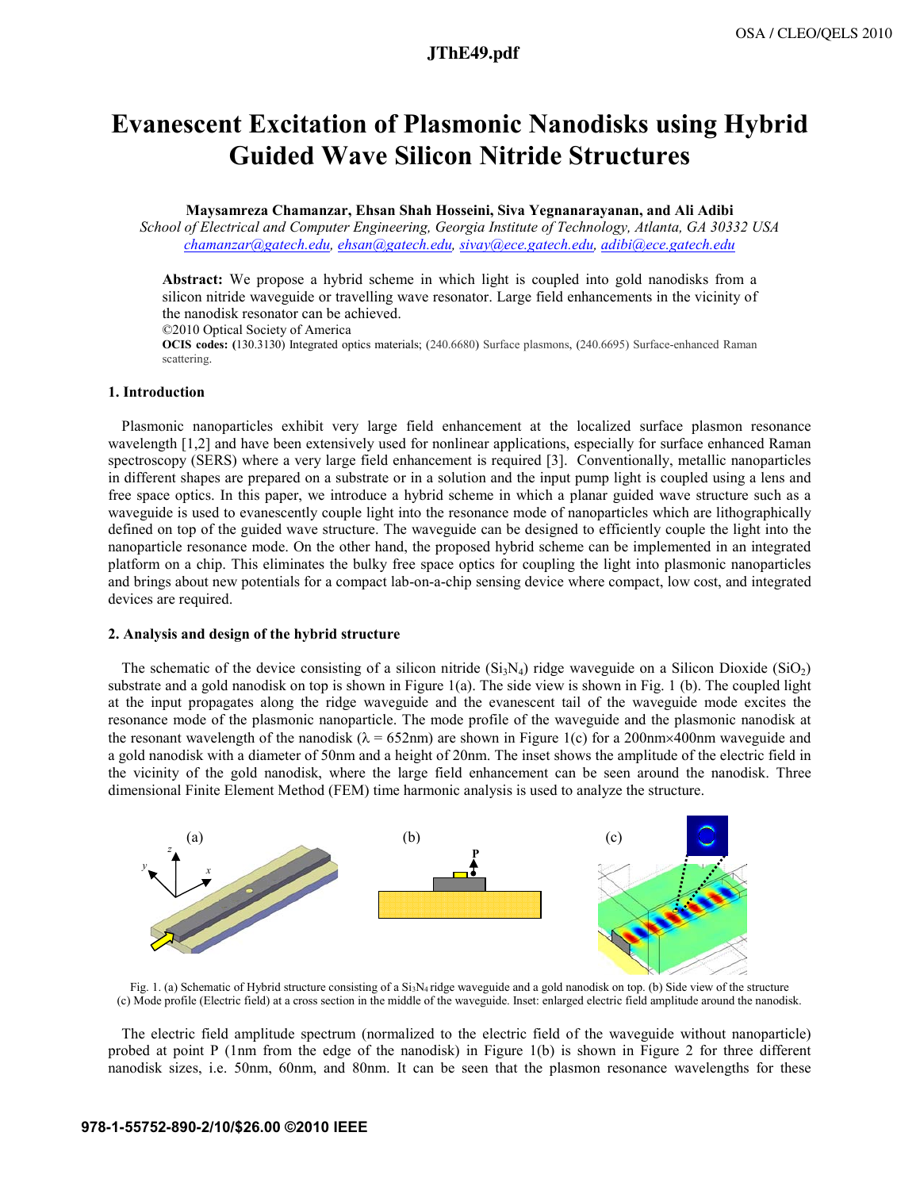# Evanescent Excitation of Plasmonic Nanodisks using Hybrid Guided Wave Silicon Nitride Structures

**Maysamreza Chamanzar, Ehsan Shah Hosseini, Siva Yegnanarayanan, and Ali Adibi**

*School of Electrical and Computer Engineering, Georgia Institute of Technology, Atlanta, GA 30332 USA*

chamanzar@gatech.edu, ehsan@gatech.edu, sivay@ece.gatech.edu, adibi@ece.gatech.edu

**Abstract:** We propose a hybrid scheme in which light is coupled into gold nanodisks from a silicon nitride waveguide or travelling wave resonator. Large field enhancements in the vicinity of the nanodisk resonator can be achieved.

©2010 Optical Society of America

**OCIS codes:** (130.3130) Integrated optics materials; (240.6680) Surface plasmons, (240.6695) Surface-enhanced Raman scattering.

## 1. Introduction

Plasmonic nanoparticles exhibit very large field enhancement at the localized surface plasmon resonance wavelength [1,2] and have been extensively used for nonlinear applications, especially for surface enhanced Raman spectroscopy (SERS) where a very large field enhancement is required [3]. Conventionally, metallic nanoparticles in different shapes are prepared on a substrate or in a solution and the input pump light is coupled using a lens and free space optics. In this paper, we introduce a hybrid scheme in which a planar guided wave structure such as a waveguide is used to evanescently couple light into the resonance mode of nanoparticles which are lithographically defined on top of the guided wave structure. The waveguide can be designed to efficiently couple the light into the nanoparticle resonance mode. On the other hand, the proposed hybrid scheme can be implemented in an integrated platform on a chip. This eliminates the bulky free space optics for coupling the light into plasmonic nanoparticles and brings about new potentials for a compact lab-on-a-chip sensing device where compact, low cost, and integrated devices are required.

## 2. Analysis and design of the hybrid structure

The schematic of the device consisting of a silicon nitride ($Si_3N_4$) ridge waveguide on a Silicon Dioxide ($SiO_2$) substrate and a gold nanodisk on top is shown in Figure 1(a). The side view is shown in Fig. 1 (b). The coupled light at the input propagates along the ridge waveguide and the evanescent tail of the waveguide mode excites the resonance mode of the plasmonic nanoparticle. The mode profile of the waveguide and the plasmonic nanodisk at the resonant wavelength of the nanodisk ($\lambda$ = 652nm) are shown in Figure 1(c) for a 200nm×400nm waveguide and a gold nanodisk with a diameter of 50nm and a height of 20nm. The inset shows the amplitude of the electric field in the vicinity of the gold nanodisk, where the large field enhancement can be seen around the nanodisk. Three dimensional Finite Element Method (FEM) time harmonic analysis is used to analyze the structure.

Fig. 1. (a) Schematic of Hybrid structure consisting of a $Si_3N_4$ ridge waveguide and a gold nanodisk on top. (b) Side view of the structure (c) Mode profile (Electric field) at a cross section in the middle of the waveguide. Inset: enlarged electric field amplitude around the nanodisk.

The electric field amplitude spectrum (normalized to the electric field of the waveguide without nanoparticle) probed at point P (1nm from the edge of the nanodisk) in Figure 1(b) is shown in Figure 2 for three different nanodisk sizes, i.e. 50nm, 60nm, and 80nm. It can be seen that the plasmon resonance wavelengths for these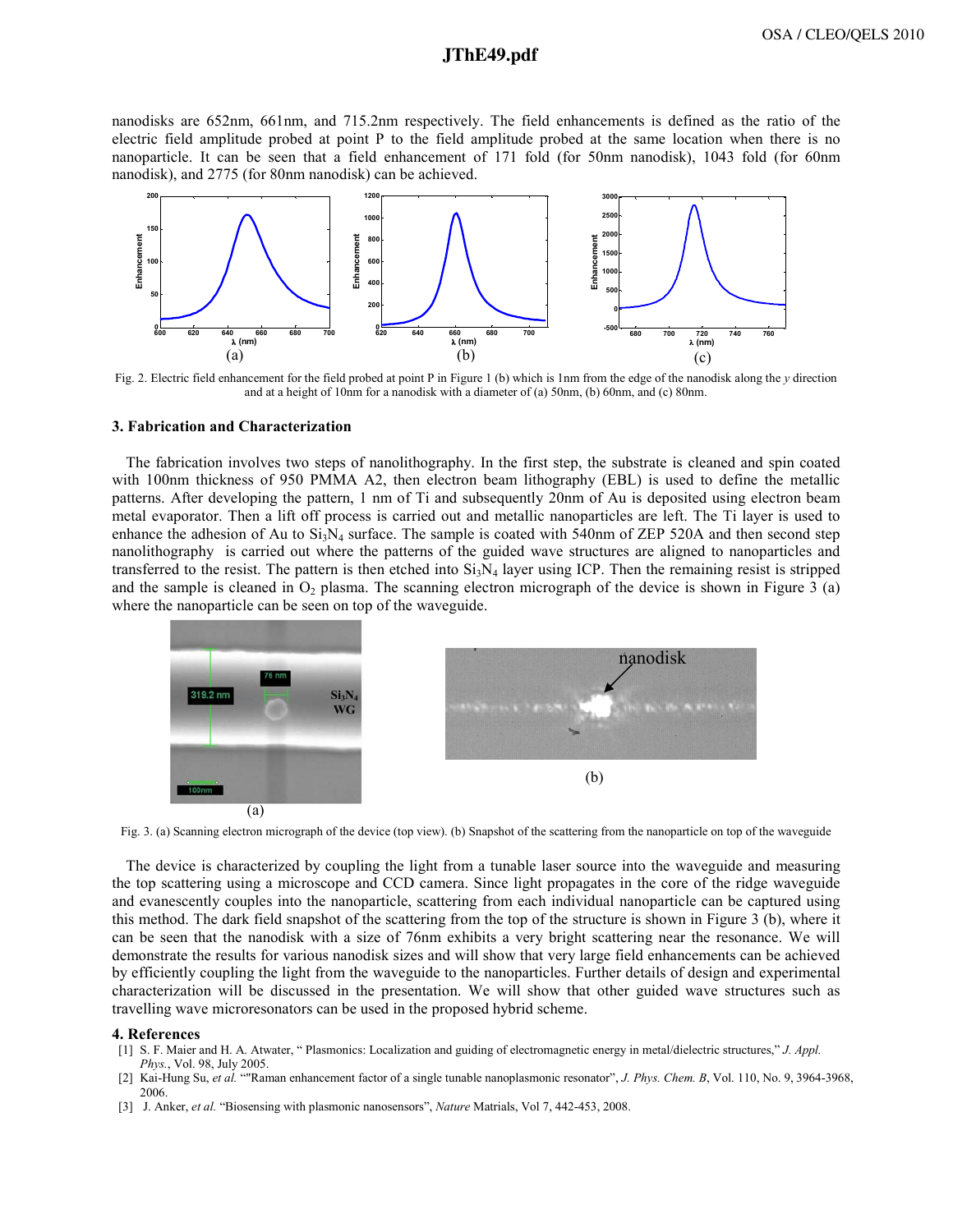nanodisks are 652nm, 661nm, and 715.2nm respectively. The field enhancements is defined as the ratio of the electric field amplitude probed at point P to the field amplitude probed at the same location when there is no nanoparticle. It can be seen that a field enhancement of 171 fold (for 50nm nanodisk), 1043 fold (for 60nm nanodisk), and 2775 (for 80nm nanodisk) can be achieved.

Enhancement
200
150
100
50
0
600 620 640 660 680 700
λ (nm)
(a)

Enhancement
1200
1000
800
600
400
200
0
620 640 660 680 700
λ (nm)
(b)

Enhancement
3000
2500
2000
1500
1000
500
0
-500
680 700 720 740 760
λ (nm)
(c)

Fig. 2. Electric field enhancement for the field probed at point P in Figure 1 (b) which is 1nm from the edge of the nanodisk along the *y* direction and at a height of 10nm for a nanodisk with a diameter of (a) 50nm, (b) 60nm, and (c) 80nm.

### 3. Fabrication and Characterization

The fabrication involves two steps of nanolithography. In the first step, the substrate is cleaned and spin coated with 100nm thickness of 950 PMMA A2, then electron beam lithography (EBL) is used to define the metallic patterns. After developing the pattern, 1 nm of Ti and subsequently 20nm of Au is deposited using electron beam metal evaporator. Then a lift off process is carried out and metallic nanoparticles are left. The Ti layer is used to enhance the adhesion of Au to $Si_3N_4$ surface. The sample is coated with 540nm of ZEP 520A and then second step nanolithography is carried out where the patterns of the guided wave structures are aligned to nanoparticles and transferred to the resist. The pattern is then etched into $Si_3N_4$ layer using ICP. Then the remaining resist is stripped and the sample is cleaned in $O_2$ plasma. The scanning electron micrograph of the device is shown in Figure 3 (a) where the nanoparticle can be seen on top of the waveguide.

319.2 nm
76 nm
$Si_3N_4$ WG
100nm
(a)

nanodisk
(b)

Fig. 3. (a) Scanning electron micrograph of the device (top view). (b) Snapshot of the scattering from the nanoparticle on top of the waveguide

The device is characterized by coupling the light from a tunable laser source into the waveguide and measuring the top scattering using a microscope and CCD camera. Since light propagates in the core of the ridge waveguide and evanescently couples into the nanoparticle, scattering from each individual nanoparticle can be captured using this method. The dark field snapshot of the scattering from the top of the structure is shown in Figure 3 (b), where it can be seen that the nanodisk with a size of 76nm exhibits a very bright scattering near the resonance. We will demonstrate the results for various nanodisk sizes and will show that very large field enhancements can be achieved by efficiently coupling the light from the waveguide to the nanoparticles. Further details of design and experimental characterization will be discussed in the presentation. We will show that other guided wave structures such as travelling wave microresonators can be used in the proposed hybrid scheme.

### 4. References

[1] S. F. Maier and H. A. Atwater, " Plasmonics: Localization and guiding of electromagnetic energy in metal/dielectric structures," *J. Appl. Phys.*, Vol. 98, July 2005.

[2] Kai-Hung Su, *et al.* ""Raman enhancement factor of a single tunable nanoplasmonic resonator", *J. Phys. Chem. B*, Vol. 110, No. 9, 3964-3968, 2006.

[3] J. Anker, *et al.* "Biosensing with plasmonic nanosensors", *Nature* Matrials, Vol 7, 442-453, 2008.